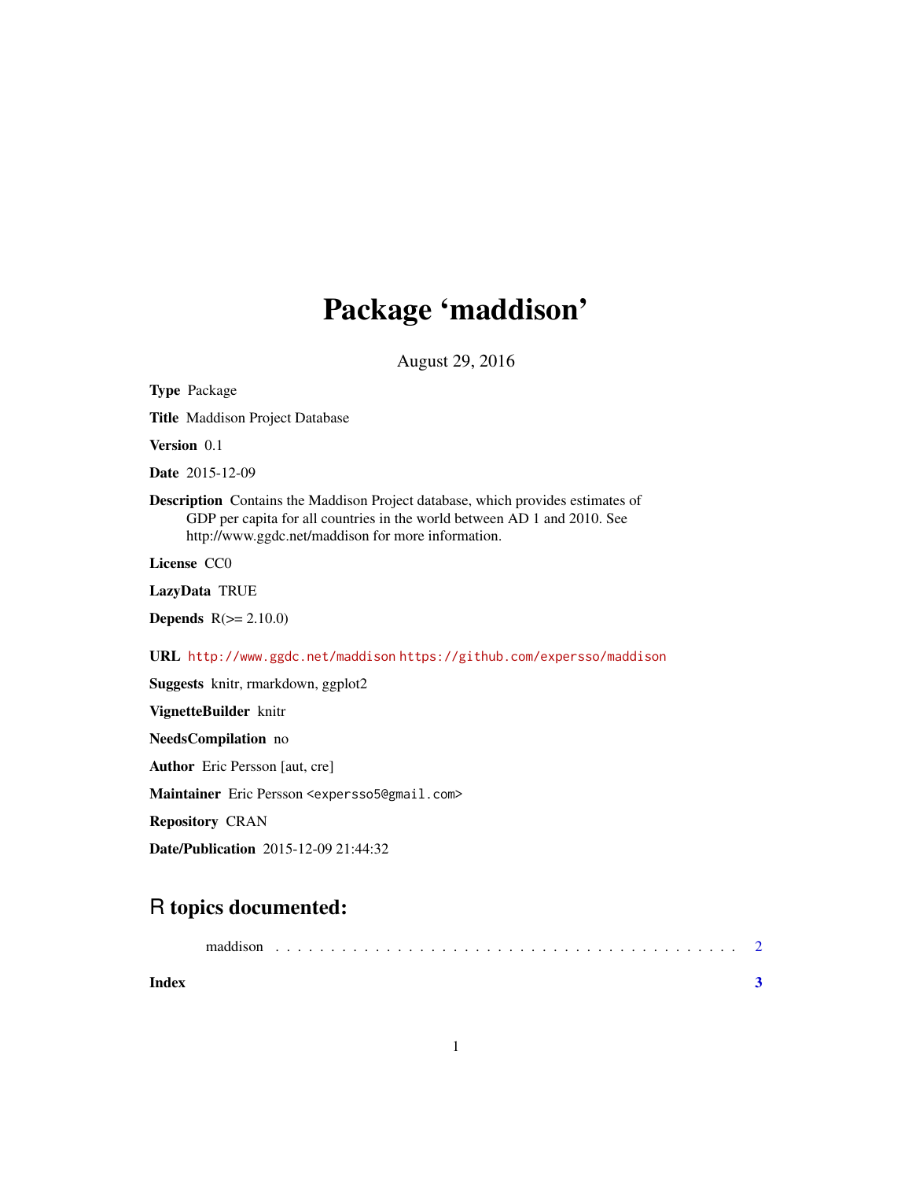# Package 'maddison'

August 29, 2016

**Type** Package

**Title** Maddison Project Database

**Version** 0.1

**Date** 2015-12-09

**Description** Contains the Maddison Project database, which provides estimates of GDP per capita for all countries in the world between AD 1 and 2010. See http://www.ggdc.net/maddison for more information.

**License** CC0

**LazyData** TRUE

**Depends** R(>= 2.10.0)

**URL** http://www.ggdc.net/maddison https://github.com/expersso/maddison

**Suggests** knitr, rmarkdown, ggplot2

**VignetteBuilder** knitr

**NeedsCompilation** no

**Author** Eric Persson [aut, cre]

**Maintainer** Eric Persson <expersso5@gmail.com>

**Repository** CRAN

**Date/Publication** 2015-12-09 21:44:32

## R topics documented:

maddison . . . . . . . . . . . . . . . . . . . . . . . . . . . . . . . . . . . . . . . . . . 2

**Index** **3**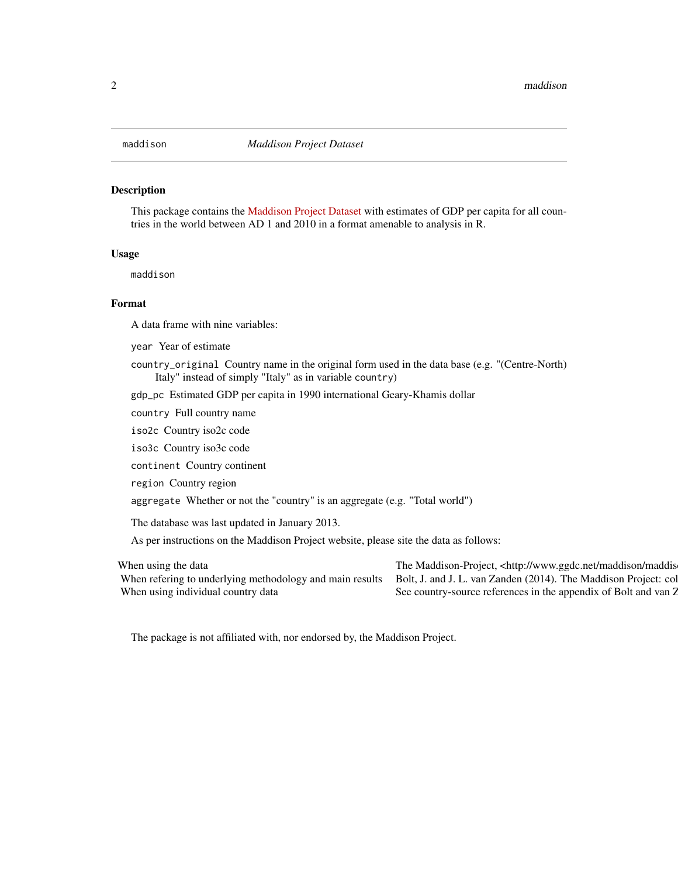# maddison — *Maddison Project Dataset*

## Description

This package contains the Maddison Project Dataset with estimates of GDP per capita for all countries in the world between AD 1 and 2010 in a format amenable to analysis in R.

## Usage

```
maddison
```

## Format

A data frame with nine variables:

- `year` Year of estimate
- `country_original` Country name in the original form used in the data base (e.g. "(Centre-North) Italy" instead of simply "Italy" as in variable `country`)
- `gdp_pc` Estimated GDP per capita in 1990 international Geary-Khamis dollar
- `country` Full country name
- `iso2c` Country iso2c code
- `iso3c` Country iso3c code
- `continent` Country continent
- `region` Country region
- `aggregate` Whether or not the "country" is an aggregate (e.g. "Total world")

The database was last updated in January 2013.

As per instructions on the Maddison Project website, please site the data as follows:

| | |
|---|---|
| When using the data | The Maddison-Project, <http://www.ggdc.net/maddison/maddis |
| When refering to underlying methodology and main results | Bolt, J. and J. L. van Zanden (2014). The Maddison Project: col |
| When using individual country data | See country-source references in the appendix of Bolt and van Z |

The package is not affiliated with, nor endorsed by, the Maddison Project.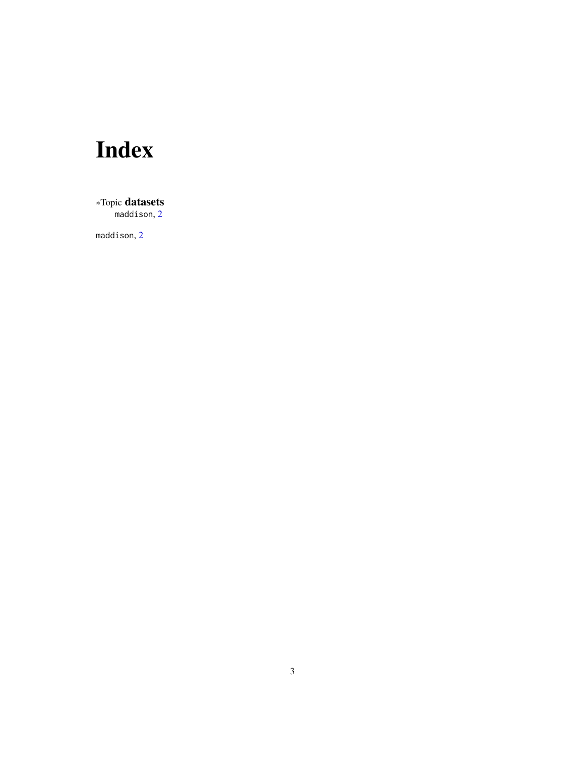# Index

∗Topic **datasets**
    maddison, 2

maddison, 2